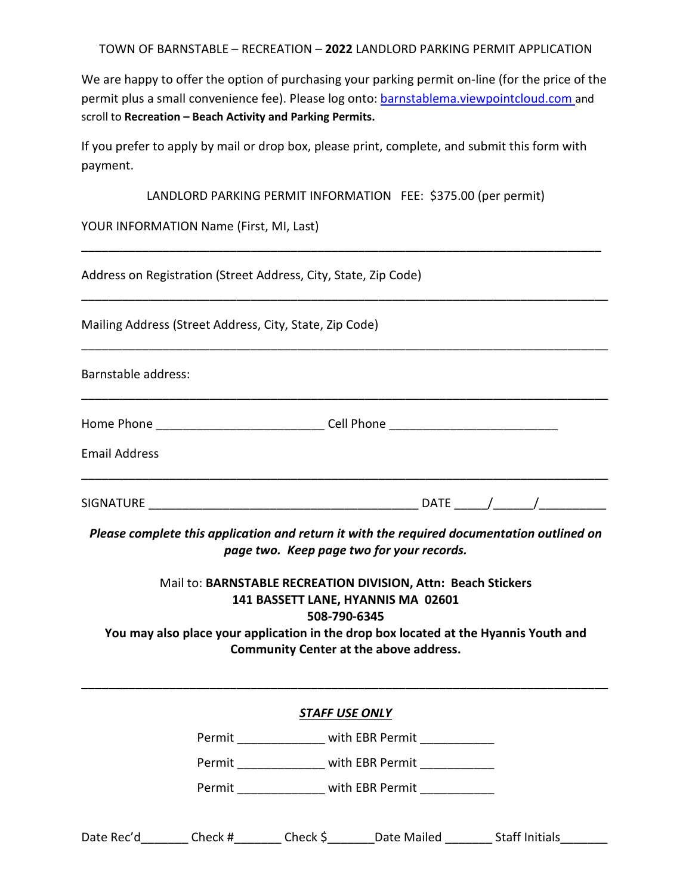# TOWN OF BARNSTABLE – RECREATION – **2022** LANDLORD PARKING PERMIT APPLICATION

We are happy to offer the option of purchasing your parking permit on-line (for the price of the permit plus a small convenience fee). Please log onto: barnstablema.viewpointcloud.com and scroll to **Recreation – Beach Activity and Parking Permits.**

If you prefer to apply by mail or drop box, please print, complete, and submit this form with payment.

LANDLORD PARKING PERMIT INFORMATION FEE: $375.00 (per permit)

YOUR INFORMATION Name (First, MI, Last)

_______________________________________________________________________________

Address on Registration (Street Address, City, State, Zip Code)

_______________________________________________________________________________

Mailing Address (Street Address, City, State, Zip Code)

_______________________________________________________________________________

Barnstable address:

_______________________________________________________________________________

Home Phone ________________________ Cell Phone ________________________

Email Address

_______________________________________________________________________________

SIGNATURE ________________________________________ DATE _____/______/__________

***Please complete this application and return it with the required documentation outlined on page two. Keep page two for your records.***

Mail to: **BARNSTABLE RECREATION DIVISION, Attn: Beach Stickers**
**141 BASSETT LANE, HYANNIS MA 02601**
**508-790-6345**
**You may also place your application in the drop box located at the Hyannis Youth and Community Center at the above address.**

---

***STAFF USE ONLY***

Permit ____________ with EBR Permit ___________

Permit ____________ with EBR Permit ___________

Permit ____________ with EBR Permit ___________

Date Rec'd_______ Check #_______ Check $_______Date Mailed _______ Staff Initials_______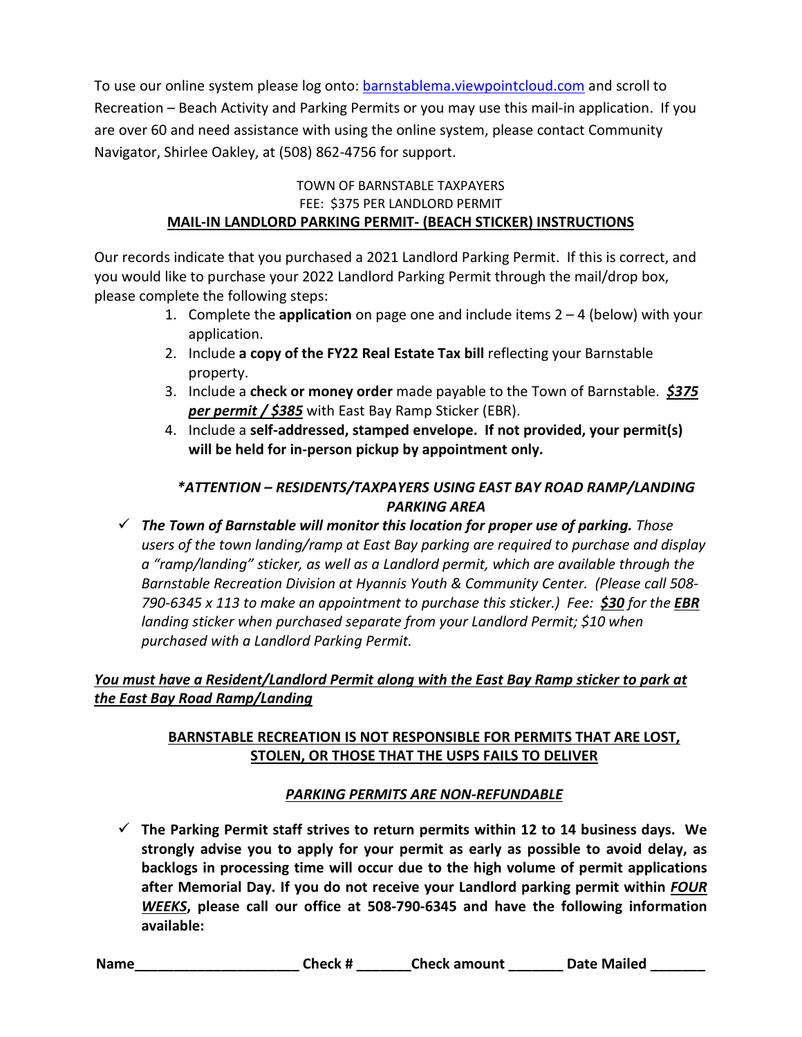To use our online system please log onto: [barnstablema.viewpointcloud.com](barnstablema.viewpointcloud.com) and scroll to Recreation – Beach Activity and Parking Permits or you may use this mail-in application. If you are over 60 and need assistance with using the online system, please contact Community Navigator, Shirlee Oakley, at (508) 862-4756 for support.

TOWN OF BARNSTABLE TAXPAYERS
FEE: $375 PER LANDLORD PERMIT

**MAIL-IN LANDLORD PARKING PERMIT- (BEACH STICKER) INSTRUCTIONS**

Our records indicate that you purchased a 2021 Landlord Parking Permit. If this is correct, and you would like to purchase your 2022 Landlord Parking Permit through the mail/drop box, please complete the following steps:

1. Complete the **application** on page one and include items 2 – 4 (below) with your application.
2. Include **a copy of the FY22 Real Estate Tax bill** reflecting your Barnstable property.
3. Include a **check or money order** made payable to the Town of Barnstable. ***$375 per permit / $385*** with East Bay Ramp Sticker (EBR).
4. Include a **self-addressed, stamped envelope. If not provided, your permit(s) will be held for in-person pickup by appointment only.**

***\*ATTENTION – RESIDENTS/TAXPAYERS USING EAST BAY ROAD RAMP/LANDING PARKING AREA***

- ✓ ***The Town of Barnstable will monitor this location for proper use of parking.*** *Those users of the town landing/ramp at East Bay parking are required to purchase and display a "ramp/landing" sticker, as well as a Landlord permit, which are available through the Barnstable Recreation Division at Hyannis Youth & Community Center. (Please call 508-790-6345 x 113 to make an appointment to purchase this sticker.) Fee:* ***$30*** *for the* ***EBR*** *landing sticker when purchased separate from your Landlord Permit; $10 when purchased with a Landlord Parking Permit.*

***You must have a Resident/Landlord Permit along with the East Bay Ramp sticker to park at the East Bay Road Ramp/Landing***

**BARNSTABLE RECREATION IS NOT RESPONSIBLE FOR PERMITS THAT ARE LOST, STOLEN, OR THOSE THAT THE USPS FAILS TO DELIVER**

***PARKING PERMITS ARE NON-REFUNDABLE***

- ✓ **The Parking Permit staff strives to return permits within 12 to 14 business days. We strongly advise you to apply for your permit as early as possible to avoid delay, as backlogs in processing time will occur due to the high volume of permit applications after Memorial Day. If you do not receive your Landlord parking permit within *FOUR WEEKS*, please call our office at 508-790-6345 and have the following information available:**

**Name**_____________________ **Check #** _______ **Check amount** _______ **Date Mailed** _______